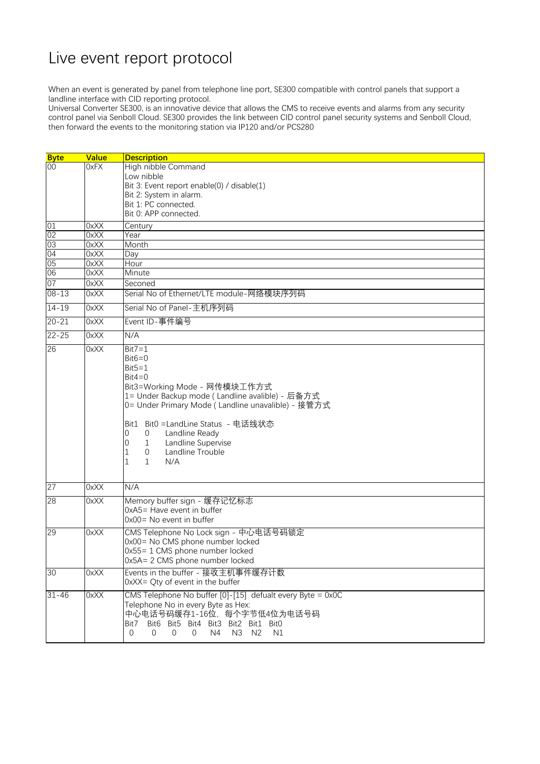# Live event report protocol

When an event is generated by panel from telephone line port, SE300 compatible with control panels that support a landline interface with CID reporting protocol.
Universal Converter SE300, is an innovative device that allows the CMS to receive events and alarms from any security control panel via Senboll Cloud. SE300 provides the link between CID control panel security systems and Senboll Cloud, then forward the events to the monitoring station via IP120 and/or PCS280

| Byte | Value | Description |
|---|---|---|
| 00 | 0xFX | High nibble Command<br>Low nibble<br>Bit 3: Event report enable(0) / disable(1)<br>Bit 2: System in alarm.<br>Bit 1: PC connected.<br>Bit 0: APP connected. |
| 01 | 0xXX | Century |
| 02 | 0xXX | Year |
| 03 | 0xXX | Month |
| 04 | 0xXX | Day |
| 05 | 0xXX | Hour |
| 06 | 0xXX | Minute |
| 07 | 0xXX | Seconed |
| 08-13 | 0xXX | Serial No of Ethernet/LTE module-网络模块序列码 |
| 14-19 | 0xXX | Serial No of Panel-主机序列码 |
| 20-21 | 0xXX | Event ID-事件编号 |
| 22-25 | 0xXX | N/A |
| 26 | 0xXX | Bit7=1<br>Bit6=0<br>Bit5=1<br>Bit4=0<br>Bit3=Working Mode - 网传模块工作方式<br>1= Under Backup mode ( Landline avalible) - 后备方式<br>0= Under Primary Mode ( Landline unavalible) - 接管方式<br><br>Bit1 Bit0 =LandLine Status - 电话线状态<br>0 0 Landline Ready<br>0 1 Landline Supervise<br>1 0 Landline Trouble<br>1 1 N/A |
| 27 | 0xXX | N/A |
| 28 | 0xXX | Memory buffer sign - 缓存记忆标志<br>0xA5= Have event in buffer<br>0x00= No event in buffer |
| 29 | 0xXX | CMS Telephone No Lock sign - 中心电话号码锁定<br>0x00= No CMS phone number locked<br>0x55= 1 CMS phone number locked<br>0x5A= 2 CMS phone number locked |
| 30 | 0xXX | Events in the buffer - 接收主机事件缓存计数<br>0xXX= Qty of event in the buffer |
| 31-46 | 0xXX | CMS Telephone No buffer [0]-[15] defualt every Byte = 0x0C<br>Telephone No in every Byte as Hex:<br>中心电话号码缓存1-16位，每个字节低4位为电话号码<br>Bit7 Bit6 Bit5 Bit4 Bit3 Bit2 Bit1 Bit0<br>0 0 0 0 N4 N3 N2 N1 |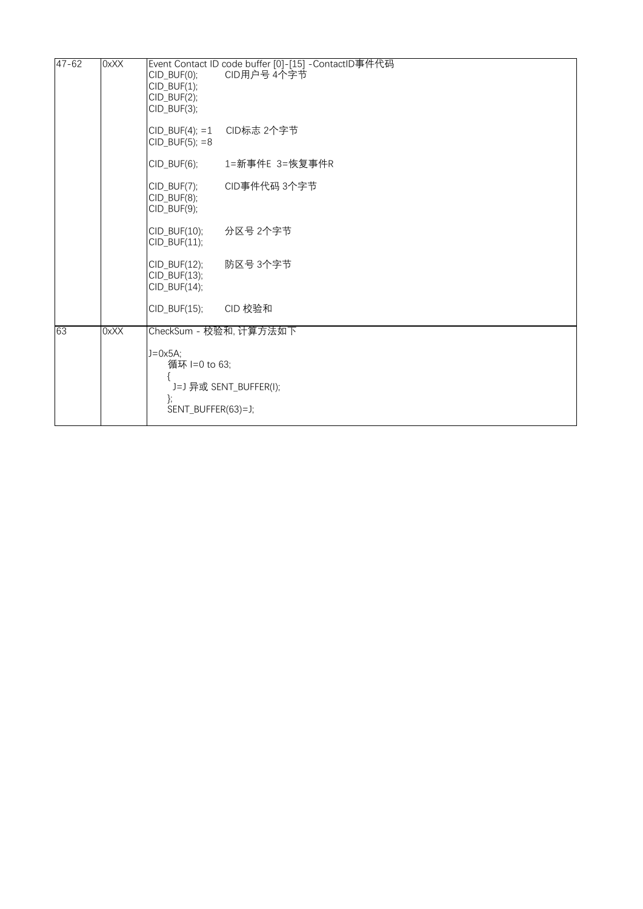| | | |
|---|---|---|
| 47-62 | 0xXX | Event Contact ID code buffer [0]-[15] -ContactID事件代码<br>CID_BUF(0);　　CID用户号 4个字节<br>CID_BUF(1);<br>CID_BUF(2);<br>CID_BUF(3);<br><br>CID_BUF(4); =1　CID标志 2个字节<br>CID_BUF(5); =8<br><br>CID_BUF(6);　　1=新事件E 3=恢复事件R<br><br>CID_BUF(7);　　CID事件代码 3个字节<br>CID_BUF(8);<br>CID_BUF(9);<br><br>CID_BUF(10);　分区号 2个字节<br>CID_BUF(11);<br><br>CID_BUF(12);　防区号 3个字节<br>CID_BUF(13);<br>CID_BUF(14);<br><br>CID_BUF(15);　CID 校验和 |
| 63 | 0xXX | CheckSum - 校验和, 计算方法如下<br><br>J=0x5A;<br>　循环 I=0 to 63;<br>　{<br>　　J=J 异或 SENT_BUFFER(I);<br>　};<br>　SENT_BUFFER(63)=J; |